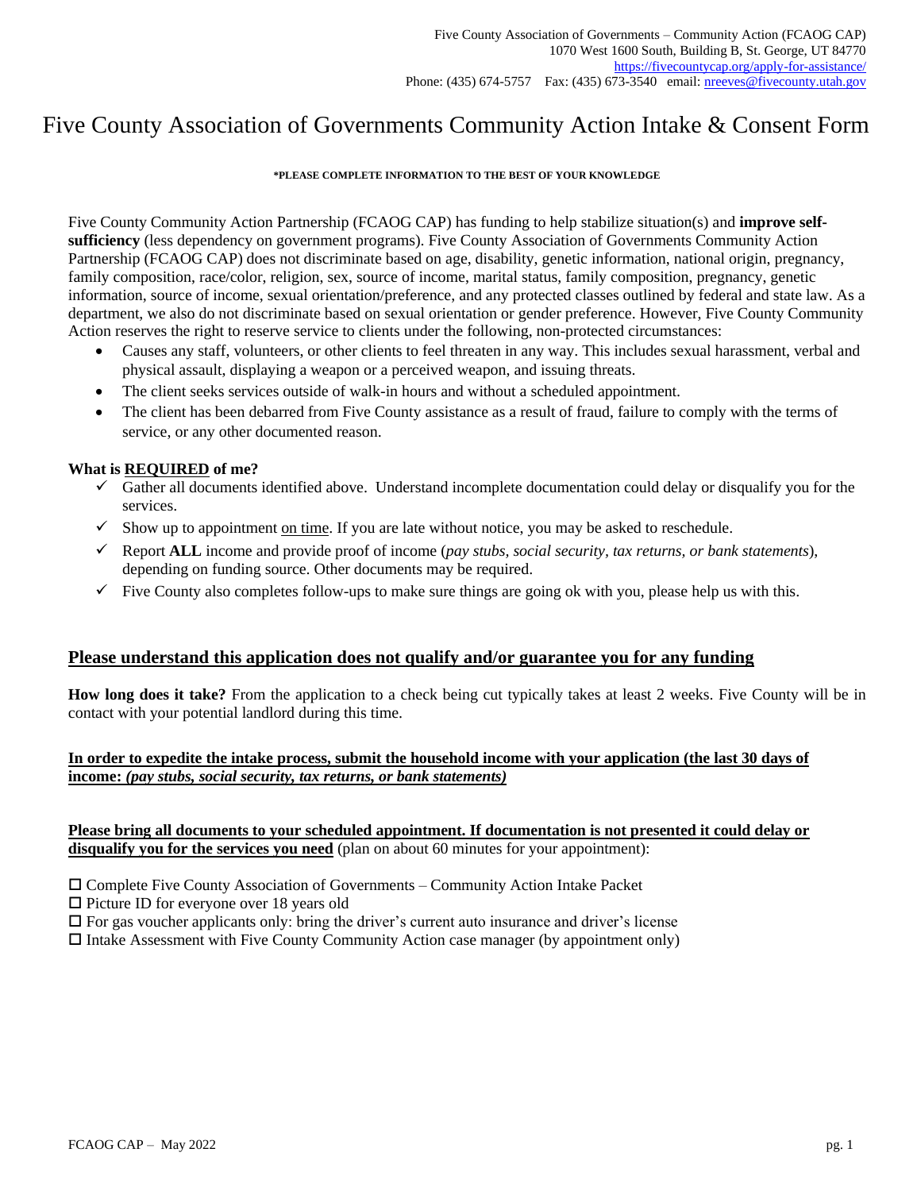Five County Association of Governments – Community Action (FCAOG CAP)
1070 West 1600 South, Building B, St. George, UT 84770
https://fivecountycap.org/apply-for-assistance/
Phone: (435) 674-5757 Fax: (435) 673-3540 email: nreeves@fivecounty.utah.gov

# Five County Association of Governments Community Action Intake & Consent Form

**\*PLEASE COMPLETE INFORMATION TO THE BEST OF YOUR KNOWLEDGE**

Five County Community Action Partnership (FCAOG CAP) has funding to help stabilize situation(s) and **improve self-sufficiency** (less dependency on government programs). Five County Association of Governments Community Action Partnership (FCAOG CAP) does not discriminate based on age, disability, genetic information, national origin, pregnancy, family composition, race/color, religion, sex, source of income, marital status, family composition, pregnancy, genetic information, source of income, sexual orientation/preference, and any protected classes outlined by federal and state law. As a department, we also do not discriminate based on sexual orientation or gender preference. However, Five County Community Action reserves the right to reserve service to clients under the following, non-protected circumstances:

- Causes any staff, volunteers, or other clients to feel threaten in any way. This includes sexual harassment, verbal and physical assault, displaying a weapon or a perceived weapon, and issuing threats.
- The client seeks services outside of walk-in hours and without a scheduled appointment.
- The client has been debarred from Five County assistance as a result of fraud, failure to comply with the terms of service, or any other documented reason.

**What is REQUIRED of me?**

- ✓ Gather all documents identified above. Understand incomplete documentation could delay or disqualify you for the services.
- ✓ Show up to appointment on time. If you are late without notice, you may be asked to reschedule.
- ✓ Report **ALL** income and provide proof of income (*pay stubs, social security, tax returns, or bank statements*), depending on funding source. Other documents may be required.
- ✓ Five County also completes follow-ups to make sure things are going ok with you, please help us with this.

## Please understand this application does not qualify and/or guarantee you for any funding

**How long does it take?** From the application to a check being cut typically takes at least 2 weeks. Five County will be in contact with your potential landlord during this time.

**In order to expedite the intake process, submit the household income with your application (the last 30 days of income: *(pay stubs, social security, tax returns, or bank statements)***

**Please bring all documents to your scheduled appointment. If documentation is not presented it could delay or disqualify you for the services you need** (plan on about 60 minutes for your appointment):

- ☐ Complete Five County Association of Governments – Community Action Intake Packet
- ☐ Picture ID for everyone over 18 years old
- ☐ For gas voucher applicants only: bring the driver's current auto insurance and driver's license
- ☐ Intake Assessment with Five County Community Action case manager (by appointment only)

FCAOG CAP – May 2022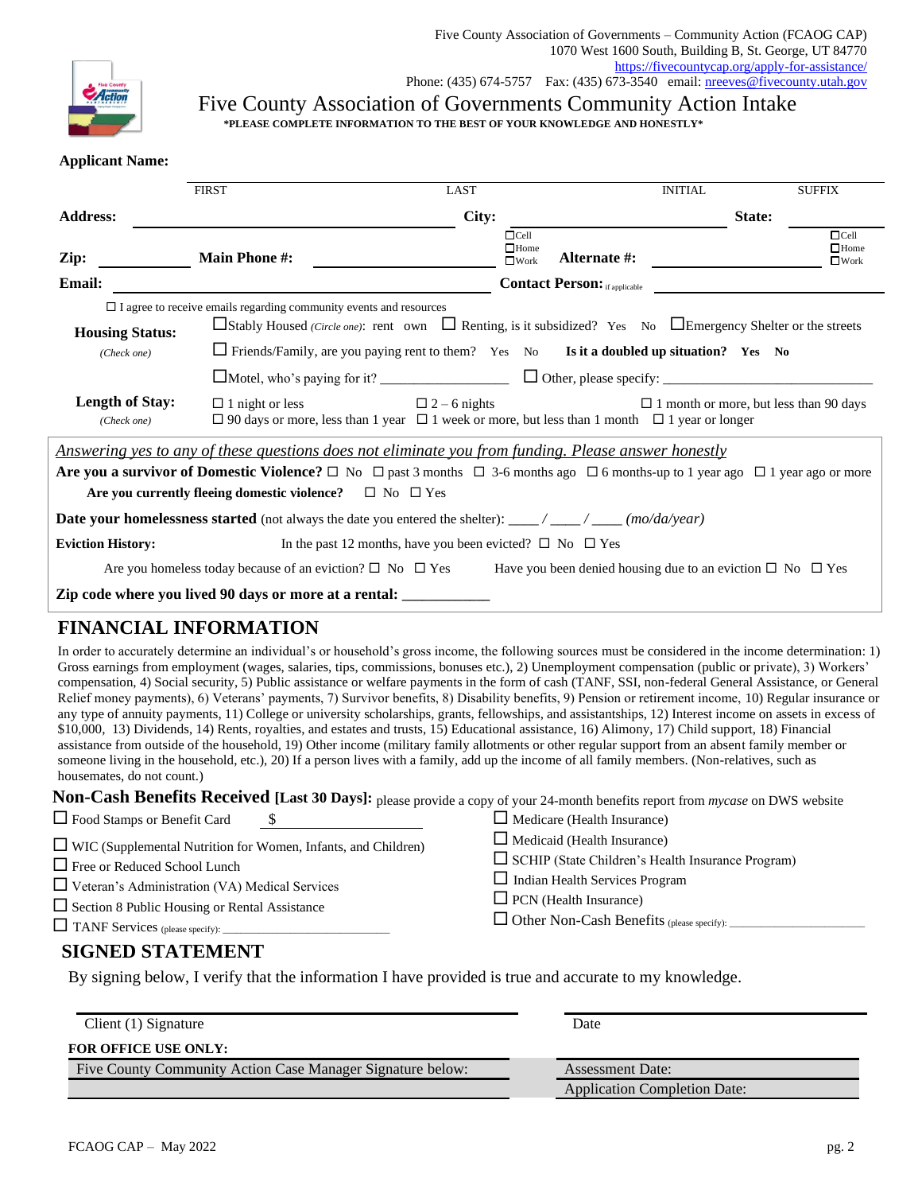Five County Association of Governments – Community Action (FCAOG CAP)
1070 West 1600 South, Building B, St. George, UT 84770
https://fivecountycap.org/apply-for-assistance/
Phone: (435) 674-5757 Fax: (435) 673-3540 email: nreeves@fivecounty.utah.gov

# Five County Association of Governments Community Action Intake

**\*PLEASE COMPLETE INFORMATION TO THE BEST OF YOUR KNOWLEDGE AND HONESTLY\***

**Applicant Name:**

| FIRST | LAST | INITIAL | SUFFIX |
|---|---|---|---|
| | | | |

**Address:** ________________________ **City:** ________________ **State:** ________

**Zip:** ________ **Main Phone #:** ________________ ☐Cell ☐Home ☐Work **Alternate #:** ________________ ☐Cell ☐Home ☐Work

**Email:** ________________________ **Contact Person:** if applicable ________________

☐ I agree to receive emails regarding community events and resources

**Housing Status:** *(Check one)*
- ☐Stably Housed *(Circle one)*: rent own
- ☐ Renting, is it subsidized? Yes No
- ☐Emergency Shelter or the streets
- ☐ Friends/Family, are you paying rent to them? Yes No **Is it a doubled up situation? Yes No**
- ☐Motel, who's paying for it? ________________
- ☐ Other, please specify: ________________________

**Length of Stay:** *(Check one)*
- ☐ 1 night or less
- ☐ 2 – 6 nights
- ☐ 1 month or more, but less than 90 days
- ☐ 90 days or more, less than 1 year
- ☐ 1 week or more, but less than 1 month
- ☐ 1 year or longer

*Answering yes to any of these questions does not eliminate you from funding. Please answer honestly*

**Are you a survivor of Domestic Violence?** ☐ No ☐ past 3 months ☐ 3-6 months ago ☐ 6 months-up to 1 year ago ☐ 1 year ago or more

**Are you currently fleeing domestic violence?** ☐ No ☐ Yes

**Date your homelessness started** (not always the date you entered the shelter): ____ / ____ / ____ *(mo/da/year)*

**Eviction History:** In the past 12 months, have you been evicted? ☐ No ☐ Yes

Are you homeless today because of an eviction? ☐ No ☐ Yes Have you been denied housing due to an eviction ☐ No ☐ Yes

**Zip code where you lived 90 days or more at a rental:** ___________

## FINANCIAL INFORMATION

In order to accurately determine an individual's or household's gross income, the following sources must be considered in the income determination: 1) Gross earnings from employment (wages, salaries, tips, commissions, bonuses etc.), 2) Unemployment compensation (public or private), 3) Workers' compensation, 4) Social security, 5) Public assistance or welfare payments in the form of cash (TANF, SSI, non-federal General Assistance, or General Relief money payments), 6) Veterans' payments, 7) Survivor benefits, 8) Disability benefits, 9) Pension or retirement income, 10) Regular insurance or any type of annuity payments, 11) College or university scholarships, grants, fellowships, and assistantships, 12) Interest income on assets in excess of $10,000, 13) Dividends, 14) Rents, royalties, and estates and trusts, 15) Educational assistance, 16) Alimony, 17) Child support, 18) Financial assistance from outside of the household, 19) Other income (military family allotments or other regular support from an absent family member or someone living in the household, etc.), 20) If a person lives with a family, add up the income of all family members. (Non-relatives, such as housemates, do not count.)

**Non-Cash Benefits Received [Last 30 Days]:** please provide a copy of your 24-month benefits report from *mycase* on DWS website

- ☐ Food Stamps or Benefit Card $ ________________
- ☐ WIC (Supplemental Nutrition for Women, Infants, and Children)
- ☐ Free or Reduced School Lunch
- ☐ Veteran's Administration (VA) Medical Services
- ☐ Section 8 Public Housing or Rental Assistance
- ☐ TANF Services (please specify): ________________________
- ☐ Medicare (Health Insurance)
- ☐ Medicaid (Health Insurance)
- ☐ SCHIP (State Children's Health Insurance Program)
- ☐ Indian Health Services Program
- ☐ PCN (Health Insurance)
- ☐ Other Non-Cash Benefits (please specify): ____________________

## SIGNED STATEMENT

By signing below, I verify that the information I have provided is true and accurate to my knowledge.

Client (1) Signature ________________________ Date ________________

**FOR OFFICE USE ONLY:**

| Five County Community Action Case Manager Signature below: | Assessment Date: |
|---|---|
| | Application Completion Date: |

FCAOG CAP – May 2022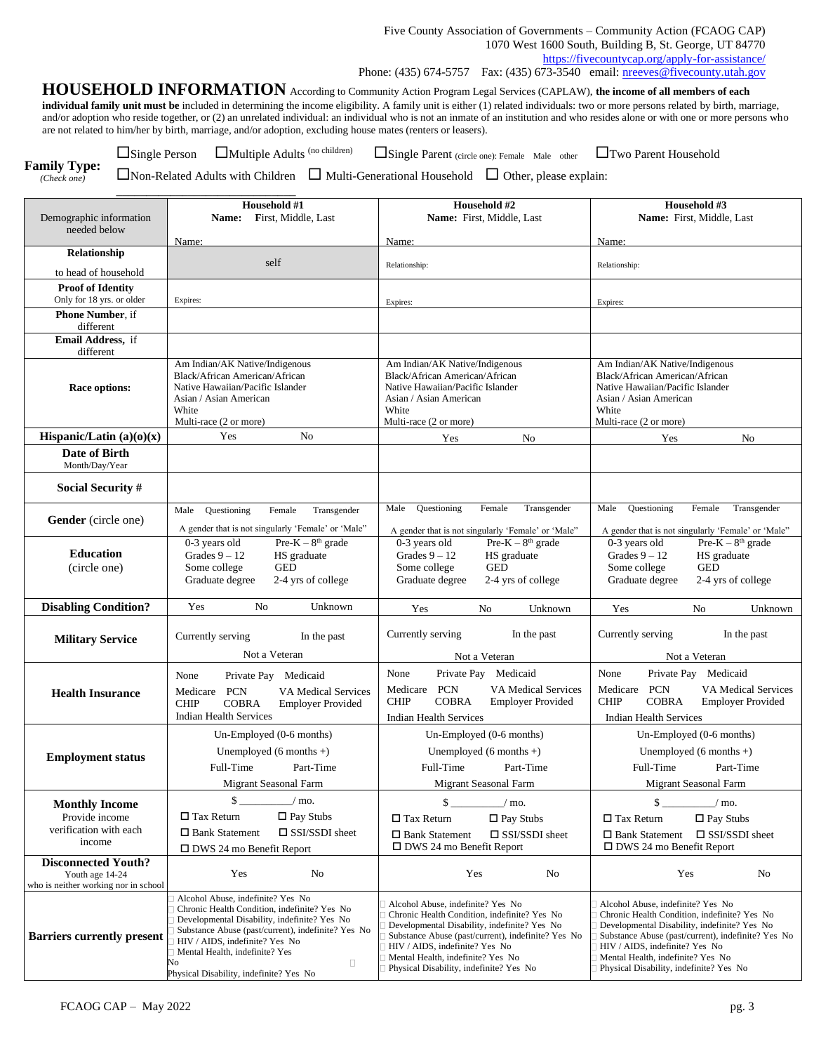Five County Association of Governments – Community Action (FCAOG CAP)
1070 West 1600 South, Building B, St. George, UT 84770
https://fivecountycap.org/apply-for-assistance/
Phone: (435) 674-5757 Fax: (435) 673-3540 email: nreeves@fivecounty.utah.gov

# HOUSEHOLD INFORMATION

According to Community Action Program Legal Services (CAPLAW), **the income of all members of each individual family unit must be** included in determining the income eligibility. A family unit is either (1) related individuals: two or more persons related by birth, marriage, and/or adoption who reside together, or (2) an unrelated individual: an individual who is not an inmate of an institution and who resides alone or with one or more persons who are not related to him/her by birth, marriage, and/or adoption, excluding house mates (renters or leasers).

**Family Type:** *(Check one)*

☐Single Person ☐Multiple Adults (no children) ☐Single Parent (circle one): Female Male other ☐Two Parent Household
☐Non-Related Adults with Children ☐ Multi-Generational Household ☐ Other, please explain: ______________________________

| Demographic information needed below | Household #1 **Name:** First, Middle, Last | Household #2 **Name:** First, Middle, Last | Household #3 **Name:** First, Middle, Last |
|---|---|---|---|
| | Name: | Name: | Name: |
| **Relationship** to head of household | self | Relationship: | Relationship: |
| **Proof of Identity** Only for 18 yrs. or older | Expires: | Expires: | Expires: |
| **Phone Number**, if different | | | |
| **Email Address**, if different | | | |
| **Race options:** | Am Indian/AK Native/Indigenous<br>Black/African American/African<br>Native Hawaiian/Pacific Islander<br>Asian / Asian American<br>White<br>Multi-race (2 or more) | Am Indian/AK Native/Indigenous<br>Black/African American/African<br>Native Hawaiian/Pacific Islander<br>Asian / Asian American<br>White<br>Multi-race (2 or more) | Am Indian/AK Native/Indigenous<br>Black/African American/African<br>Native Hawaiian/Pacific Islander<br>Asian / Asian American<br>White<br>Multi-race (2 or more) |
| **Hispanic/Latin (a)(o)(x)** | Yes No | Yes No | Yes No |
| **Date of Birth** Month/Day/Year | | | |
| **Social Security #** | | | |
| **Gender** (circle one) | Male Questioning Female Transgender<br>A gender that is not singularly 'Female' or 'Male' | Male Questioning Female Transgender<br>A gender that is not singularly 'Female' or 'Male' | Male Questioning Female Transgender<br>A gender that is not singularly 'Female' or 'Male' |
| **Education** (circle one) | 0-3 years old Pre-K – 8th grade<br>Grades 9 – 12 HS graduate<br>Some college GED<br>Graduate degree 2-4 yrs of college | 0-3 years old Pre-K – 8th grade<br>Grades 9 – 12 HS graduate<br>Some college GED<br>Graduate degree 2-4 yrs of college | 0-3 years old Pre-K – 8th grade<br>Grades 9 – 12 HS graduate<br>Some college GED<br>Graduate degree 2-4 yrs of college |
| **Disabling Condition?** | Yes No Unknown | Yes No Unknown | Yes No Unknown |
| **Military Service** | Currently serving In the past<br>Not a Veteran | Currently serving In the past<br>Not a Veteran | Currently serving In the past<br>Not a Veteran |
| **Health Insurance** | None Private Pay Medicaid<br>Medicare PCN VA Medical Services<br>CHIP COBRA Employer Provided<br>Indian Health Services | None Private Pay Medicaid<br>Medicare PCN VA Medical Services<br>CHIP COBRA Employer Provided<br>Indian Health Services | None Private Pay Medicaid<br>Medicare PCN VA Medical Services<br>CHIP COBRA Employer Provided<br>Indian Health Services |
| **Employment status** | Un-Employed (0-6 months)<br>Unemployed (6 months +)<br>Full-Time Part-Time<br>Migrant Seasonal Farm | Un-Employed (0-6 months)<br>Unemployed (6 months +)<br>Full-Time Part-Time<br>Migrant Seasonal Farm | Un-Employed (0-6 months)<br>Unemployed (6 months +)<br>Full-Time Part-Time<br>Migrant Seasonal Farm |
| **Monthly Income** Provide income verification with each income | $ _________/ mo.<br>☐ Tax Return ☐ Pay Stubs<br>☐ Bank Statement ☐ SSI/SSDI sheet<br>☐ DWS 24 mo Benefit Report | $ _________/ mo.<br>☐ Tax Return ☐ Pay Stubs<br>☐ Bank Statement ☐ SSI/SSDI sheet<br>☐ DWS 24 mo Benefit Report | $ _________/ mo.<br>☐ Tax Return ☐ Pay Stubs<br>☐ Bank Statement ☐ SSI/SSDI sheet<br>☐ DWS 24 mo Benefit Report |
| **Disconnected Youth?** Youth age 14-24 who is neither working nor in school | Yes No | Yes No | Yes No |
| **Barriers currently present** | ☐ Alcohol Abuse, indefinite? Yes No<br>☐ Chronic Health Condition, indefinite? Yes No<br>☐ Developmental Disability, indefinite? Yes No<br>☐ Substance Abuse (past/current), indefinite? Yes No<br>☐ HIV / AIDS, indefinite? Yes No<br>☐ Mental Health, indefinite? Yes No<br>☐ Physical Disability, indefinite? Yes No | ☐ Alcohol Abuse, indefinite? Yes No<br>☐ Chronic Health Condition, indefinite? Yes No<br>☐ Developmental Disability, indefinite? Yes No<br>☐ Substance Abuse (past/current), indefinite? Yes No<br>☐ HIV / AIDS, indefinite? Yes No<br>☐ Mental Health, indefinite? Yes No<br>☐ Physical Disability, indefinite? Yes No | ☐ Alcohol Abuse, indefinite? Yes No<br>☐ Chronic Health Condition, indefinite? Yes No<br>☐ Developmental Disability, indefinite? Yes No<br>☐ Substance Abuse (past/current), indefinite? Yes No<br>☐ HIV / AIDS, indefinite? Yes No<br>☐ Mental Health, indefinite? Yes No<br>☐ Physical Disability, indefinite? Yes No |

FCAOG CAP – May 2022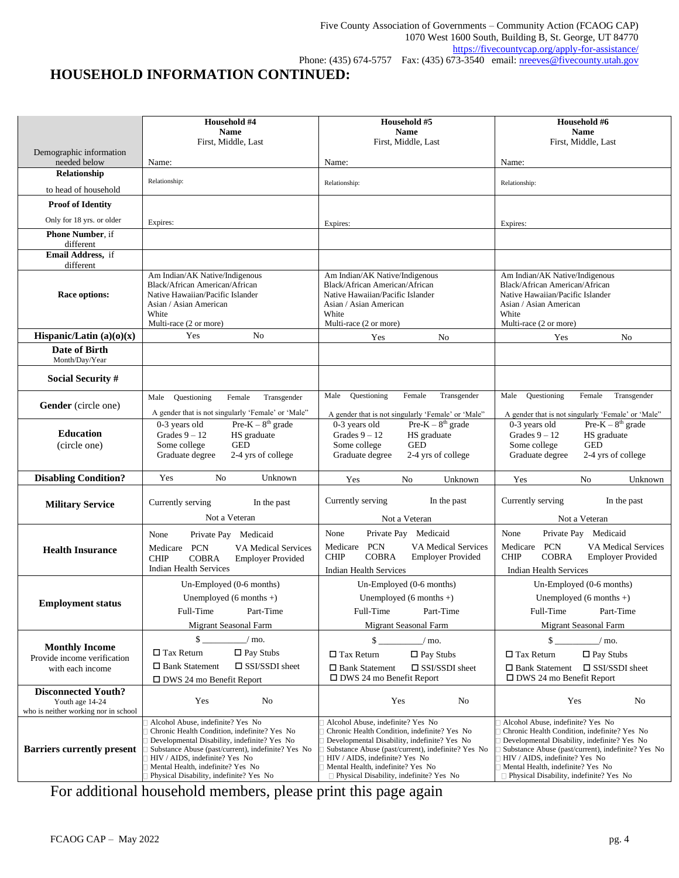Five County Association of Governments – Community Action (FCAOG CAP)
1070 West 1600 South, Building B, St. George, UT 84770
https://fivecountycap.org/apply-for-assistance/
Phone: (435) 674-5757 Fax: (435) 673-3540 email: nreeves@fivecounty.utah.gov

# HOUSEHOLD INFORMATION CONTINUED:

| Demographic information needed below | **Household #4** **Name** First, Middle, Last | **Household #5** **Name** First, Middle, Last | **Household #6** **Name** First, Middle, Last |
|---|---|---|---|
| | Name: | Name: | Name: |
| **Relationship** to head of household | Relationship: | Relationship: | Relationship: |
| **Proof of Identity** Only for 18 yrs. or older | Expires: | Expires: | Expires: |
| **Phone Number**, if different | | | |
| **Email Address,** if different | | | |
| **Race options:** | Am Indian/AK Native/Indigenous<br>Black/African American/African<br>Native Hawaiian/Pacific Islander<br>Asian / Asian American<br>White<br>Multi-race (2 or more) | Am Indian/AK Native/Indigenous<br>Black/African American/African<br>Native Hawaiian/Pacific Islander<br>Asian / Asian American<br>White<br>Multi-race (2 or more) | Am Indian/AK Native/Indigenous<br>Black/African American/African<br>Native Hawaiian/Pacific Islander<br>Asian / Asian American<br>White<br>Multi-race (2 or more) |
| **Hispanic/Latin (a)(o)(x)** | Yes No | Yes No | Yes No |
| **Date of Birth** Month/Day/Year | | | |
| **Social Security #** | | | |
| **Gender** (circle one) | Male Questioning Female Transgender<br>A gender that is not singularly 'Female' or 'Male' | Male Questioning Female Transgender<br>A gender that is not singularly 'Female' or 'Male' | Male Questioning Female Transgender<br>A gender that is not singularly 'Female' or 'Male' |
| **Education** (circle one) | 0-3 years old Pre-K – 8th grade<br>Grades 9 – 12 HS graduate<br>Some college GED<br>Graduate degree 2-4 yrs of college | 0-3 years old Pre-K – 8th grade<br>Grades 9 – 12 HS graduate<br>Some college GED<br>Graduate degree 2-4 yrs of college | 0-3 years old Pre-K – 8th grade<br>Grades 9 – 12 HS graduate<br>Some college GED<br>Graduate degree 2-4 yrs of college |
| **Disabling Condition?** | Yes No Unknown | Yes No Unknown | Yes No Unknown |
| **Military Service** | Currently serving In the past<br>Not a Veteran | Currently serving In the past<br>Not a Veteran | Currently serving In the past<br>Not a Veteran |
| **Health Insurance** | None Private Pay Medicaid<br>Medicare PCN VA Medical Services<br>CHIP COBRA Employer Provided<br>Indian Health Services | None Private Pay Medicaid<br>Medicare PCN VA Medical Services<br>CHIP COBRA Employer Provided<br>Indian Health Services | None Private Pay Medicaid<br>Medicare PCN VA Medical Services<br>CHIP COBRA Employer Provided<br>Indian Health Services |
| **Employment status** | Un-Employed (0-6 months)<br>Unemployed (6 months +)<br>Full-Time Part-Time<br>Migrant Seasonal Farm | Un-Employed (0-6 months)<br>Unemployed (6 months +)<br>Full-Time Part-Time<br>Migrant Seasonal Farm | Un-Employed (0-6 months)<br>Unemployed (6 months +)<br>Full-Time Part-Time<br>Migrant Seasonal Farm |
| **Monthly Income** Provide income verification with each income | $ _________/ mo.<br>☐ Tax Return ☐ Pay Stubs<br>☐ Bank Statement ☐ SSI/SSDI sheet<br>☐ DWS 24 mo Benefit Report | $ _________/ mo.<br>☐ Tax Return ☐ Pay Stubs<br>☐ Bank Statement ☐ SSI/SSDI sheet<br>☐ DWS 24 mo Benefit Report | $ _________/ mo.<br>☐ Tax Return ☐ Pay Stubs<br>☐ Bank Statement ☐ SSI/SSDI sheet<br>☐ DWS 24 mo Benefit Report |
| **Disconnected Youth?** Youth age 14-24 who is neither working nor in school | Yes No | Yes No | Yes No |
| **Barriers currently present** | ☐ Alcohol Abuse, indefinite? Yes No<br>☐ Chronic Health Condition, indefinite? Yes No<br>☐ Developmental Disability, indefinite? Yes No<br>☐ Substance Abuse (past/current), indefinite? Yes No<br>☐ HIV / AIDS, indefinite? Yes No<br>☐ Mental Health, indefinite? Yes No<br>☐ Physical Disability, indefinite? Yes No | ☐ Alcohol Abuse, indefinite? Yes No<br>☐ Chronic Health Condition, indefinite? Yes No<br>☐ Developmental Disability, indefinite? Yes No<br>☐ Substance Abuse (past/current), indefinite? Yes No<br>☐ HIV / AIDS, indefinite? Yes No<br>☐ Mental Health, indefinite? Yes No<br>☐ Physical Disability, indefinite? Yes No | ☐ Alcohol Abuse, indefinite? Yes No<br>☐ Chronic Health Condition, indefinite? Yes No<br>☐ Developmental Disability, indefinite? Yes No<br>☐ Substance Abuse (past/current), indefinite? Yes No<br>☐ HIV / AIDS, indefinite? Yes No<br>☐ Mental Health, indefinite? Yes No<br>☐ Physical Disability, indefinite? Yes No |

For additional household members, please print this page again

FCAOG CAP – May 2022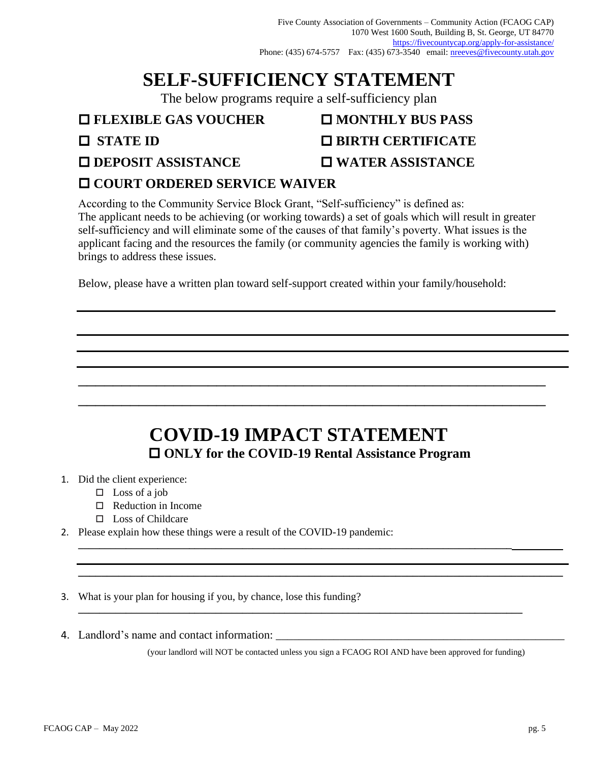Five County Association of Governments – Community Action (FCAOG CAP)
1070 West 1600 South, Building B, St. George, UT 84770
https://fivecountycap.org/apply-for-assistance/
Phone: (435) 674-5757 Fax: (435) 673-3540 email: nreeves@fivecounty.utah.gov

# SELF-SUFFICIENCY STATEMENT

The below programs require a self-sufficiency plan

- ☐ **FLEXIBLE GAS VOUCHER**
- ☐ **MONTHLY BUS PASS**
- ☐ **STATE ID**
- ☐ **BIRTH CERTIFICATE**
- ☐ **DEPOSIT ASSISTANCE**
- ☐ **WATER ASSISTANCE**
- ☐ **COURT ORDERED SERVICE WAIVER**

According to the Community Service Block Grant, "Self-sufficiency" is defined as:
The applicant needs to be achieving (or working towards) a set of goals which will result in greater self-sufficiency and will eliminate some of the causes of that family's poverty. What issues is the applicant facing and the resources the family (or community agencies the family is working with) brings to address these issues.

Below, please have a written plan toward self-support created within your family/household:

______________________________________________________________________________

______________________________________________________________________________

______________________________________________________________________________

______________________________________________________________________________

______________________________________________________________________________

______________________________________________________________________________

# COVID-19 IMPACT STATEMENT

☐ **ONLY for the COVID-19 Rental Assistance Program**

1. Did the client experience:
   - ☐ Loss of a job
   - ☐ Reduction in Income
   - ☐ Loss of Childcare
2. Please explain how these things were a result of the COVID-19 pandemic:
   ______________________________________________________________________________
   ______________________________________________________________________________
   ______________________________________________________________________________
3. What is your plan for housing if you, by chance, lose this funding?
   ______________________________________________________________________________
4. Landlord's name and contact information: ____________________________________________

(your landlord will NOT be contacted unless you sign a FCAOG ROI AND have been approved for funding)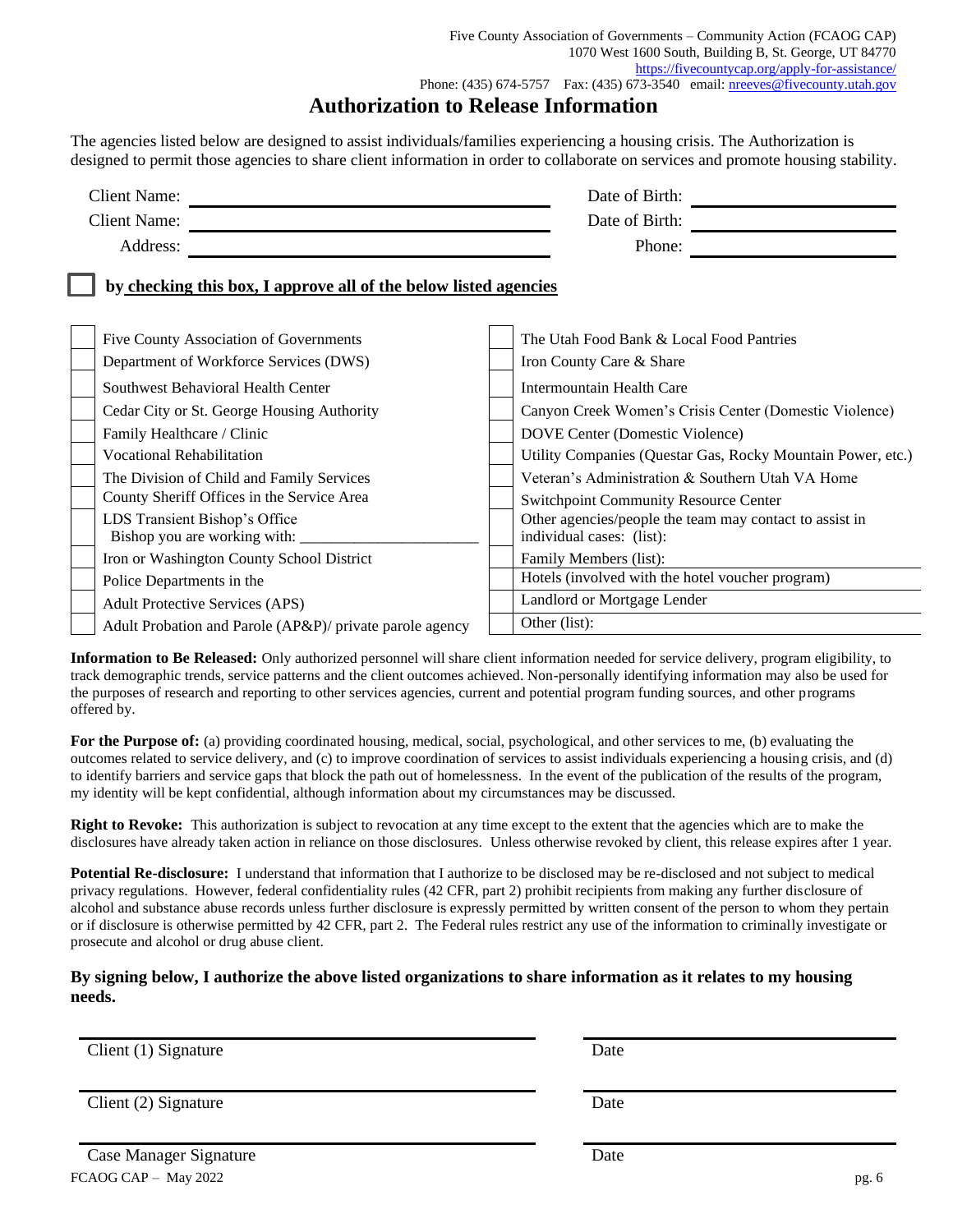Five County Association of Governments – Community Action (FCAOG CAP)
1070 West 1600 South, Building B, St. George, UT 84770
https://fivecountycap.org/apply-for-assistance/
Phone: (435) 674-5757 Fax: (435) 673-3540 email: nreeves@fivecounty.utah.gov

# Authorization to Release Information

The agencies listed below are designed to assist individuals/families experiencing a housing crisis. The Authorization is designed to permit those agencies to share client information in order to collaborate on services and promote housing stability.

Client Name: ______________________ Date of Birth: ______________

Client Name: ______________________ Date of Birth: ______________

Address: ______________________ Phone: ______________

☐ **by checking this box, I approve all of the below listed agencies**

| | | | |
|---|---|---|---|
| ☐ | Five County Association of Governments | ☐ | The Utah Food Bank & Local Food Pantries |
| ☐ | Department of Workforce Services (DWS) | ☐ | Iron County Care & Share |
| ☐ | Southwest Behavioral Health Center | ☐ | Intermountain Health Care |
| ☐ | Cedar City or St. George Housing Authority | ☐ | Canyon Creek Women's Crisis Center (Domestic Violence) |
| ☐ | Family Healthcare / Clinic | ☐ | DOVE Center (Domestic Violence) |
| ☐ | Vocational Rehabilitation | ☐ | Utility Companies (Questar Gas, Rocky Mountain Power, etc.) |
| ☐ | The Division of Child and Family Services | ☐ | Veteran's Administration & Southern Utah VA Home |
| ☐ | County Sheriff Offices in the Service Area | ☐ | Switchpoint Community Resource Center |
| ☐ | LDS Transient Bishop's Office<br>Bishop you are working with: ______________________ | ☐ | Other agencies/people the team may contact to assist in individual cases: (list): |
| ☐ | Iron or Washington County School District | ☐ | Family Members (list): |
| ☐ | Police Departments in the | ☐ | Hotels (involved with the hotel voucher program) |
| ☐ | Adult Protective Services (APS) | ☐ | Landlord or Mortgage Lender |
| ☐ | Adult Probation and Parole (AP&P)/ private parole agency | ☐ | Other (list): |

**Information to Be Released:** Only authorized personnel will share client information needed for service delivery, program eligibility, to track demographic trends, service patterns and the client outcomes achieved. Non-personally identifying information may also be used for the purposes of research and reporting to other services agencies, current and potential program funding sources, and other programs offered by.

**For the Purpose of:** (a) providing coordinated housing, medical, social, psychological, and other services to me, (b) evaluating the outcomes related to service delivery, and (c) to improve coordination of services to assist individuals experiencing a housing crisis, and (d) to identify barriers and service gaps that block the path out of homelessness. In the event of the publication of the results of the program, my identity will be kept confidential, although information about my circumstances may be discussed.

**Right to Revoke:** This authorization is subject to revocation at any time except to the extent that the agencies which are to make the disclosures have already taken action in reliance on those disclosures. Unless otherwise revoked by client, this release expires after 1 year.

**Potential Re-disclosure:** I understand that information that I authorize to be disclosed may be re-disclosed and not subject to medical privacy regulations. However, federal confidentiality rules (42 CFR, part 2) prohibit recipients from making any further disclosure of alcohol and substance abuse records unless further disclosure is expressly permitted by written consent of the person to whom they pertain or if disclosure is otherwise permitted by 42 CFR, part 2. The Federal rules restrict any use of the information to criminally investigate or prosecute and alcohol or drug abuse client.

**By signing below, I authorize the above listed organizations to share information as it relates to my housing needs.**

______________________________ ______________
Client (1) Signature Date

______________________________ ______________
Client (2) Signature Date

______________________________ ______________
Case Manager Signature Date

FCAOG CAP – May 2022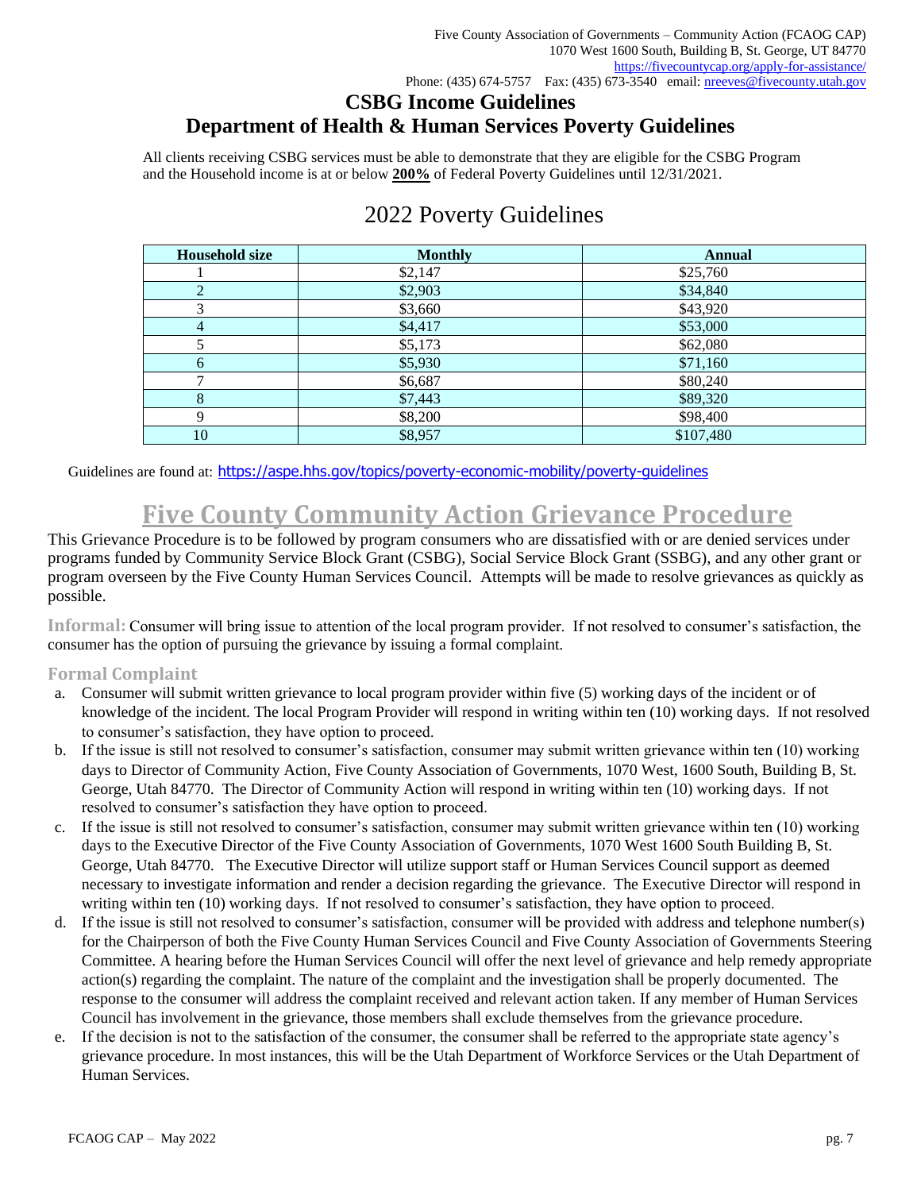Five County Association of Governments – Community Action (FCAOG CAP)
1070 West 1600 South, Building B, St. George, UT 84770
https://fivecountycap.org/apply-for-assistance/
Phone: (435) 674-5757 Fax: (435) 673-3540 email: nreeves@fivecounty.utah.gov

# CSBG Income Guidelines
# Department of Health & Human Services Poverty Guidelines

All clients receiving CSBG services must be able to demonstrate that they are eligible for the CSBG Program and the Household income is at or below **200%** of Federal Poverty Guidelines until 12/31/2021.

## 2022 Poverty Guidelines

| Household size | Monthly | Annual |
|---|---|---|
| 1 | $2,147 | $25,760 |
| 2 | $2,903 | $34,840 |
| 3 | $3,660 | $43,920 |
| 4 | $4,417 | $53,000 |
| 5 | $5,173 | $62,080 |
| 6 | $5,930 | $71,160 |
| 7 | $6,687 | $80,240 |
| 8 | $7,443 | $89,320 |
| 9 | $8,200 | $98,400 |
| 10 | $8,957 | $107,480 |

Guidelines are found at: https://aspe.hhs.gov/topics/poverty-economic-mobility/poverty-guidelines

# Five County Community Action Grievance Procedure

This Grievance Procedure is to be followed by program consumers who are dissatisfied with or are denied services under programs funded by Community Service Block Grant (CSBG), Social Service Block Grant (SSBG), and any other grant or program overseen by the Five County Human Services Council. Attempts will be made to resolve grievances as quickly as possible.

**Informal:** Consumer will bring issue to attention of the local program provider. If not resolved to consumer's satisfaction, the consumer has the option of pursuing the grievance by issuing a formal complaint.

### Formal Complaint

a. Consumer will submit written grievance to local program provider within five (5) working days of the incident or of knowledge of the incident. The local Program Provider will respond in writing within ten (10) working days. If not resolved to consumer's satisfaction, they have option to proceed.
b. If the issue is still not resolved to consumer's satisfaction, consumer may submit written grievance within ten (10) working days to Director of Community Action, Five County Association of Governments, 1070 West, 1600 South, Building B, St. George, Utah 84770. The Director of Community Action will respond in writing within ten (10) working days. If not resolved to consumer's satisfaction they have option to proceed.
c. If the issue is still not resolved to consumer's satisfaction, consumer may submit written grievance within ten (10) working days to the Executive Director of the Five County Association of Governments, 1070 West 1600 South Building B, St. George, Utah 84770. The Executive Director will utilize support staff or Human Services Council support as deemed necessary to investigate information and render a decision regarding the grievance. The Executive Director will respond in writing within ten (10) working days. If not resolved to consumer's satisfaction, they have option to proceed.
d. If the issue is still not resolved to consumer's satisfaction, consumer will be provided with address and telephone number(s) for the Chairperson of both the Five County Human Services Council and Five County Association of Governments Steering Committee. A hearing before the Human Services Council will offer the next level of grievance and help remedy appropriate action(s) regarding the complaint. The nature of the complaint and the investigation shall be properly documented. The response to the consumer will address the complaint received and relevant action taken. If any member of Human Services Council has involvement in the grievance, those members shall exclude themselves from the grievance procedure.
e. If the decision is not to the satisfaction of the consumer, the consumer shall be referred to the appropriate state agency's grievance procedure. In most instances, this will be the Utah Department of Workforce Services or the Utah Department of Human Services.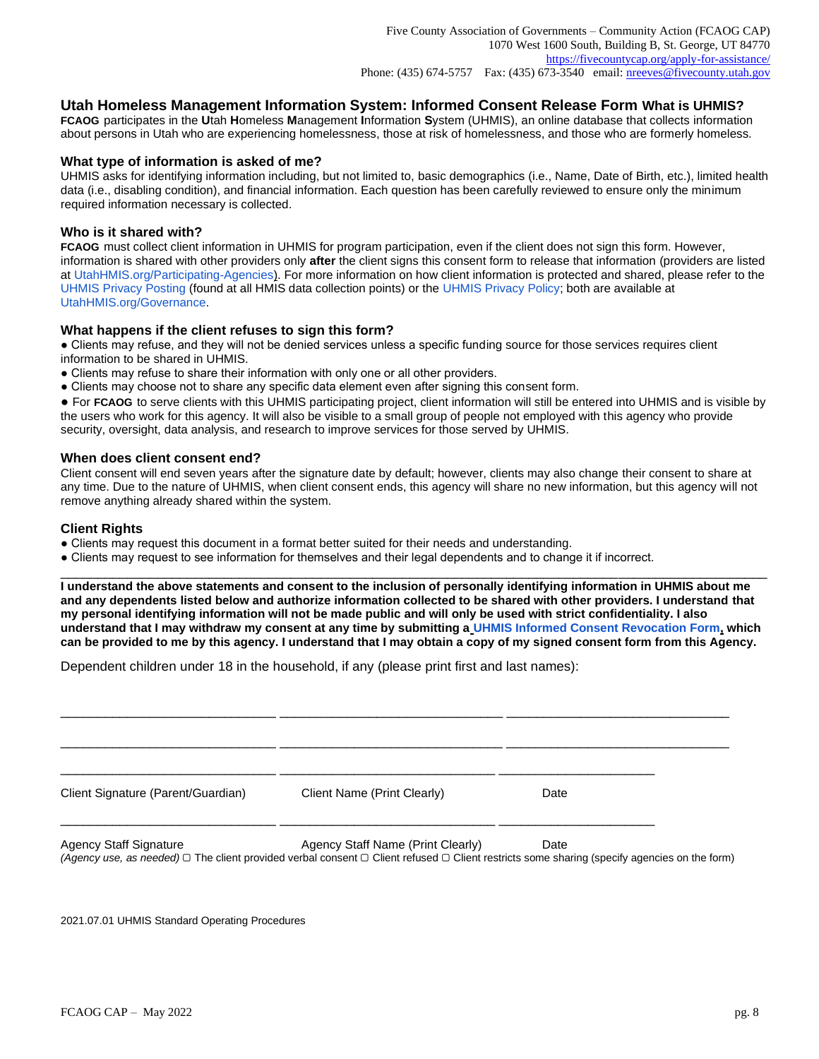Five County Association of Governments – Community Action (FCAOG CAP)
1070 West 1600 South, Building B, St. George, UT 84770
https://fivecountycap.org/apply-for-assistance/
Phone: (435) 674-5757 Fax: (435) 673-3540 email: nreeves@fivecounty.utah.gov

## Utah Homeless Management Information System: Informed Consent Release Form

### What is UHMIS?

**FCAOG** participates in the **U**tah **H**omeless **M**anagement **I**nformation **S**ystem (UHMIS), an online database that collects information about persons in Utah who are experiencing homelessness, those at risk of homelessness, and those who are formerly homeless.

### What type of information is asked of me?

UHMIS asks for identifying information including, but not limited to, basic demographics (i.e., Name, Date of Birth, etc.), limited health data (i.e., disabling condition), and financial information. Each question has been carefully reviewed to ensure only the minimum required information necessary is collected.

### Who is it shared with?

**FCAOG** must collect client information in UHMIS for program participation, even if the client does not sign this form. However, information is shared with other providers only **after** the client signs this consent form to release that information (providers are listed at UtahHMIS.org/Participating-Agencies). For more information on how client information is protected and shared, please refer to the UHMIS Privacy Posting (found at all HMIS data collection points) or the UHMIS Privacy Policy; both are available at UtahHMIS.org/Governance.

### What happens if the client refuses to sign this form?

- Clients may refuse, and they will not be denied services unless a specific funding source for those services requires client information to be shared in UHMIS.
- Clients may refuse to share their information with only one or all other providers.
- Clients may choose not to share any specific data element even after signing this consent form.
- For **FCAOG** to serve clients with this UHMIS participating project, client information will still be entered into UHMIS and is visible by the users who work for this agency. It will also be visible to a small group of people not employed with this agency who provide security, oversight, data analysis, and research to improve services for those served by UHMIS.

### When does client consent end?

Client consent will end seven years after the signature date by default; however, clients may also change their consent to share at any time. Due to the nature of UHMIS, when client consent ends, this agency will share no new information, but this agency will not remove anything already shared within the system.

### Client Rights

- Clients may request this document in a format better suited for their needs and understanding.
- Clients may request to see information for themselves and their legal dependents and to change it if incorrect.

---

**I understand the above statements and consent to the inclusion of personally identifying information in UHMIS about me and any dependents listed below and authorize information collected to be shared with other providers. I understand that my personal identifying information will not be made public and will only be used with strict confidentiality. I also understand that I may withdraw my consent at any time by submitting a UHMIS Informed Consent Revocation Form, which can be provided to me by this agency. I understand that I may obtain a copy of my signed consent form from this Agency.**

Dependent children under 18 in the household, if any (please print first and last names):

\_\_\_\_\_\_\_\_\_\_\_\_\_\_\_\_\_\_\_\_\_\_\_\_\_\_\_\_ \_\_\_\_\_\_\_\_\_\_\_\_\_\_\_\_\_\_\_\_\_\_\_\_\_\_\_\_ \_\_\_\_\_\_\_\_\_\_\_\_\_\_\_\_\_\_\_\_\_\_\_\_\_\_\_\_

\_\_\_\_\_\_\_\_\_\_\_\_\_\_\_\_\_\_\_\_\_\_\_\_\_\_\_\_ \_\_\_\_\_\_\_\_\_\_\_\_\_\_\_\_\_\_\_\_\_\_\_\_\_\_\_\_ \_\_\_\_\_\_\_\_\_\_\_\_\_\_\_\_\_\_\_\_\_\_\_\_\_\_\_\_

\_\_\_\_\_\_\_\_\_\_\_\_\_\_\_\_\_\_\_\_\_\_\_\_\_\_\_\_ \_\_\_\_\_\_\_\_\_\_\_\_\_\_\_\_\_\_\_\_\_\_\_\_\_\_\_\_ \_\_\_\_\_\_\_\_\_\_\_\_\_\_\_\_\_\_\_\_

Client Signature (Parent/Guardian) Client Name (Print Clearly) Date

\_\_\_\_\_\_\_\_\_\_\_\_\_\_\_\_\_\_\_\_\_\_\_\_\_\_\_\_ \_\_\_\_\_\_\_\_\_\_\_\_\_\_\_\_\_\_\_\_\_\_\_\_\_\_\_\_ \_\_\_\_\_\_\_\_\_\_\_\_\_\_\_\_\_\_\_\_

Agency Staff Signature Agency Staff Name (Print Clearly) Date

*(Agency use, as needed)* ▢ The client provided verbal consent ▢ Client refused ▢ Client restricts some sharing (specify agencies on the form)

2021.07.01 UHMIS Standard Operating Procedures